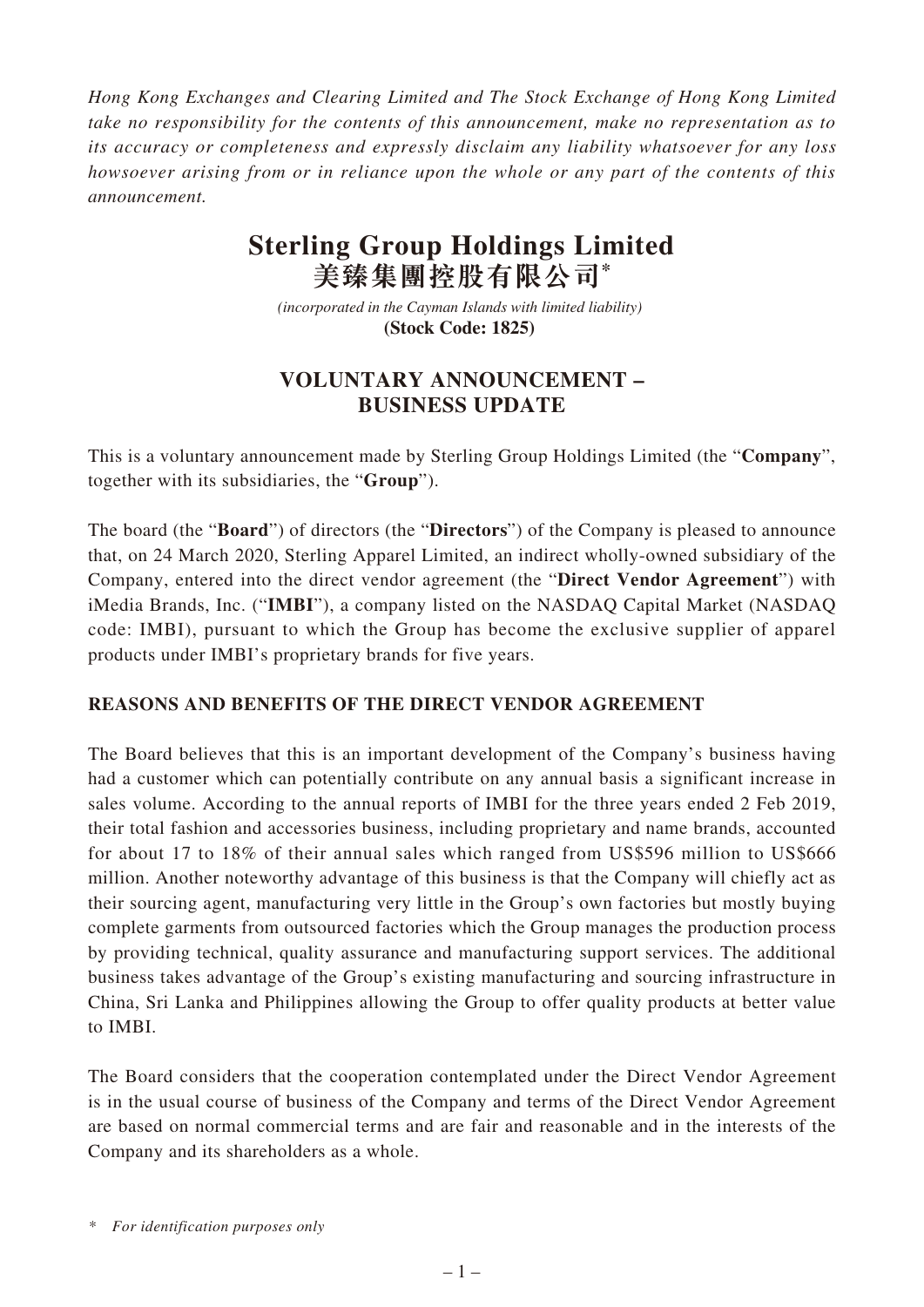*Hong Kong Exchanges and Clearing Limited and The Stock Exchange of Hong Kong Limited take no responsibility for the contents of this announcement, make no representation as to its accuracy or completeness and expressly disclaim any liability whatsoever for any loss howsoever arising from or in reliance upon the whole or any part of the contents of this announcement.*

# Sterling Group Holdings Limited
# 美臻集團控股有限公司*

*(incorporated in the Cayman Islands with limited liability)*
**(Stock Code: 1825)**

## VOLUNTARY ANNOUNCEMENT – BUSINESS UPDATE

This is a voluntary announcement made by Sterling Group Holdings Limited (the "**Company**", together with its subsidiaries, the "**Group**").

The board (the "**Board**") of directors (the "**Directors**") of the Company is pleased to announce that, on 24 March 2020, Sterling Apparel Limited, an indirect wholly-owned subsidiary of the Company, entered into the direct vendor agreement (the "**Direct Vendor Agreement**") with iMedia Brands, Inc. ("**IMBI**"), a company listed on the NASDAQ Capital Market (NASDAQ code: IMBI), pursuant to which the Group has become the exclusive supplier of apparel products under IMBI's proprietary brands for five years.

### REASONS AND BENEFITS OF THE DIRECT VENDOR AGREEMENT

The Board believes that this is an important development of the Company's business having had a customer which can potentially contribute on any annual basis a significant increase in sales volume. According to the annual reports of IMBI for the three years ended 2 Feb 2019, their total fashion and accessories business, including proprietary and name brands, accounted for about 17 to 18% of their annual sales which ranged from US$596 million to US$666 million. Another noteworthy advantage of this business is that the Company will chiefly act as their sourcing agent, manufacturing very little in the Group's own factories but mostly buying complete garments from outsourced factories which the Group manages the production process by providing technical, quality assurance and manufacturing support services. The additional business takes advantage of the Group's existing manufacturing and sourcing infrastructure in China, Sri Lanka and Philippines allowing the Group to offer quality products at better value to IMBI.

The Board considers that the cooperation contemplated under the Direct Vendor Agreement is in the usual course of business of the Company and terms of the Direct Vendor Agreement are based on normal commercial terms and are fair and reasonable and in the interests of the Company and its shareholders as a whole.

\* *For identification purposes only*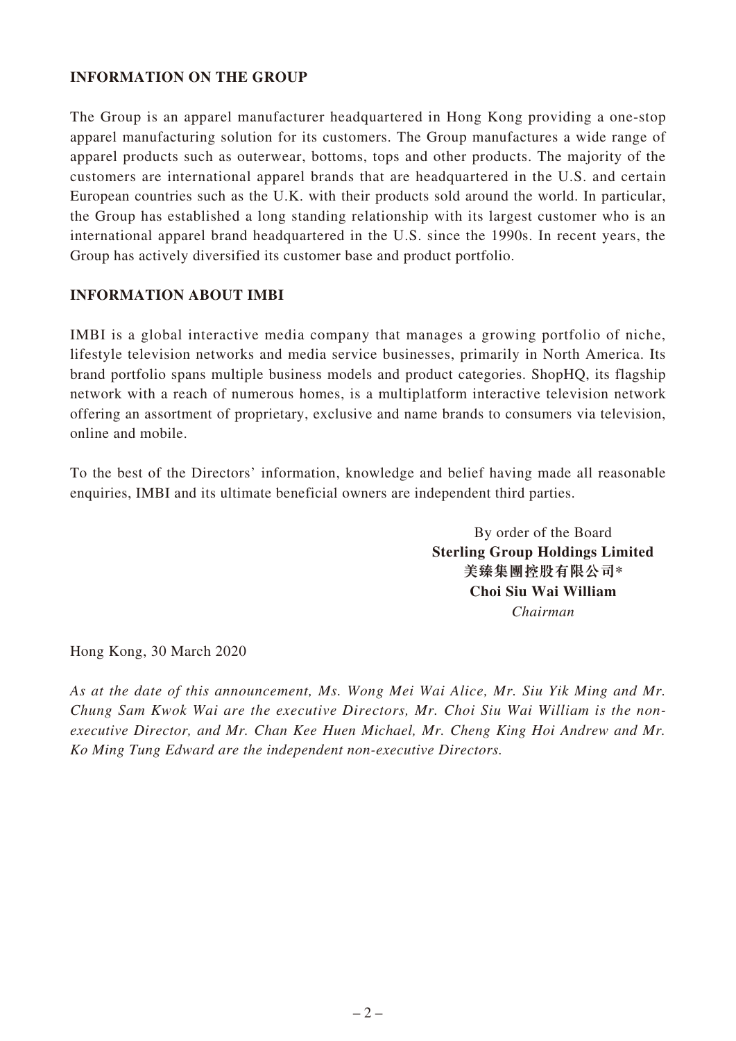## INFORMATION ON THE GROUP

The Group is an apparel manufacturer headquartered in Hong Kong providing a one-stop apparel manufacturing solution for its customers. The Group manufactures a wide range of apparel products such as outerwear, bottoms, tops and other products. The majority of the customers are international apparel brands that are headquartered in the U.S. and certain European countries such as the U.K. with their products sold around the world. In particular, the Group has established a long standing relationship with its largest customer who is an international apparel brand headquartered in the U.S. since the 1990s. In recent years, the Group has actively diversified its customer base and product portfolio.

## INFORMATION ABOUT IMBI

IMBI is a global interactive media company that manages a growing portfolio of niche, lifestyle television networks and media service businesses, primarily in North America. Its brand portfolio spans multiple business models and product categories. ShopHQ, its flagship network with a reach of numerous homes, is a multiplatform interactive television network offering an assortment of proprietary, exclusive and name brands to consumers via television, online and mobile.

To the best of the Directors' information, knowledge and belief having made all reasonable enquiries, IMBI and its ultimate beneficial owners are independent third parties.

By order of the Board
**Sterling Group Holdings Limited**
**美臻集團控股有限公司***
**Choi Siu Wai William**
*Chairman*

Hong Kong, 30 March 2020

*As at the date of this announcement, Ms. Wong Mei Wai Alice, Mr. Siu Yik Ming and Mr. Chung Sam Kwok Wai are the executive Directors, Mr. Choi Siu Wai William is the non-executive Director, and Mr. Chan Kee Huen Michael, Mr. Cheng King Hoi Andrew and Mr. Ko Ming Tung Edward are the independent non-executive Directors.*